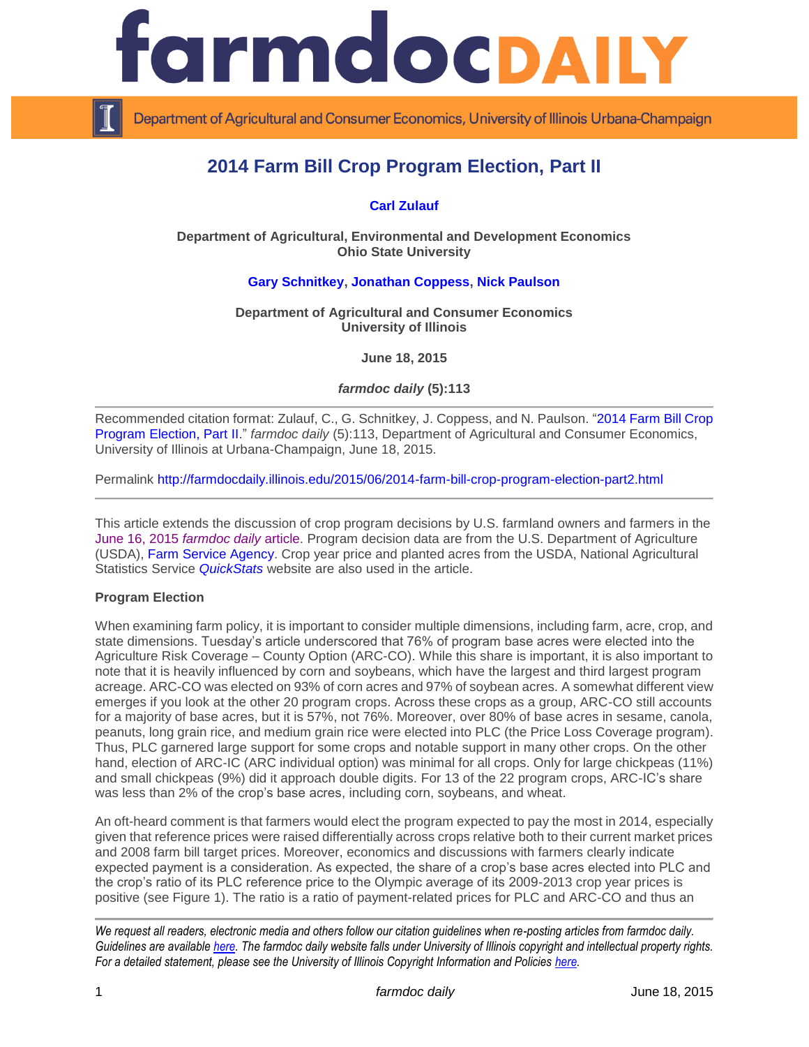# 2014 Farm Bill Crop Program Election, Part II

**Carl Zulauf**

**Department of Agricultural, Environmental and Development Economics**
**Ohio State University**

**Gary Schnitkey, Jonathan Coppess, Nick Paulson**

**Department of Agricultural and Consumer Economics**
**University of Illinois**

**June 18, 2015**

***farmdoc daily* (5):113**

---

Recommended citation format: Zulauf, C., G. Schnitkey, J. Coppess, and N. Paulson. "2014 Farm Bill Crop Program Election, Part II." *farmdoc daily* (5):113, Department of Agricultural and Consumer Economics, University of Illinois at Urbana-Champaign, June 18, 2015.

Permalink http://farmdocdaily.illinois.edu/2015/06/2014-farm-bill-crop-program-election-part2.html

---

This article extends the discussion of crop program decisions by U.S. farmland owners and farmers in the June 16, 2015 *farmdoc daily* article. Program decision data are from the U.S. Department of Agriculture (USDA), Farm Service Agency. Crop year price and planted acres from the USDA, National Agricultural Statistics Service *QuickStats* website are also used in the article.

**Program Election**

When examining farm policy, it is important to consider multiple dimensions, including farm, acre, crop, and state dimensions. Tuesday's article underscored that 76% of program base acres were elected into the Agriculture Risk Coverage – County Option (ARC-CO). While this share is important, it is also important to note that it is heavily influenced by corn and soybeans, which have the largest and third largest program acreage. ARC-CO was elected on 93% of corn acres and 97% of soybean acres. A somewhat different view emerges if you look at the other 20 program crops. Across these crops as a group, ARC-CO still accounts for a majority of base acres, but it is 57%, not 76%. Moreover, over 80% of base acres in sesame, canola, peanuts, long grain rice, and medium grain rice were elected into PLC (the Price Loss Coverage program). Thus, PLC garnered large support for some crops and notable support in many other crops. On the other hand, election of ARC-IC (ARC individual option) was minimal for all crops. Only for large chickpeas (11%) and small chickpeas (9%) did it approach double digits. For 13 of the 22 program crops, ARC-IC's share was less than 2% of the crop's base acres, including corn, soybeans, and wheat.

An oft-heard comment is that farmers would elect the program expected to pay the most in 2014, especially given that reference prices were raised differentially across crops relative both to their current market prices and 2008 farm bill target prices. Moreover, economics and discussions with farmers clearly indicate expected payment is a consideration. As expected, the share of a crop's base acres elected into PLC and the crop's ratio of its PLC reference price to the Olympic average of its 2009-2013 crop year prices is positive (see Figure 1). The ratio is a ratio of payment-related prices for PLC and ARC-CO and thus an

---

*We request all readers, electronic media and others follow our citation guidelines when re-posting articles from farmdoc daily. Guidelines are available here. The farmdoc daily website falls under University of Illinois copyright and intellectual property rights. For a detailed statement, please see the University of Illinois Copyright Information and Policies here.*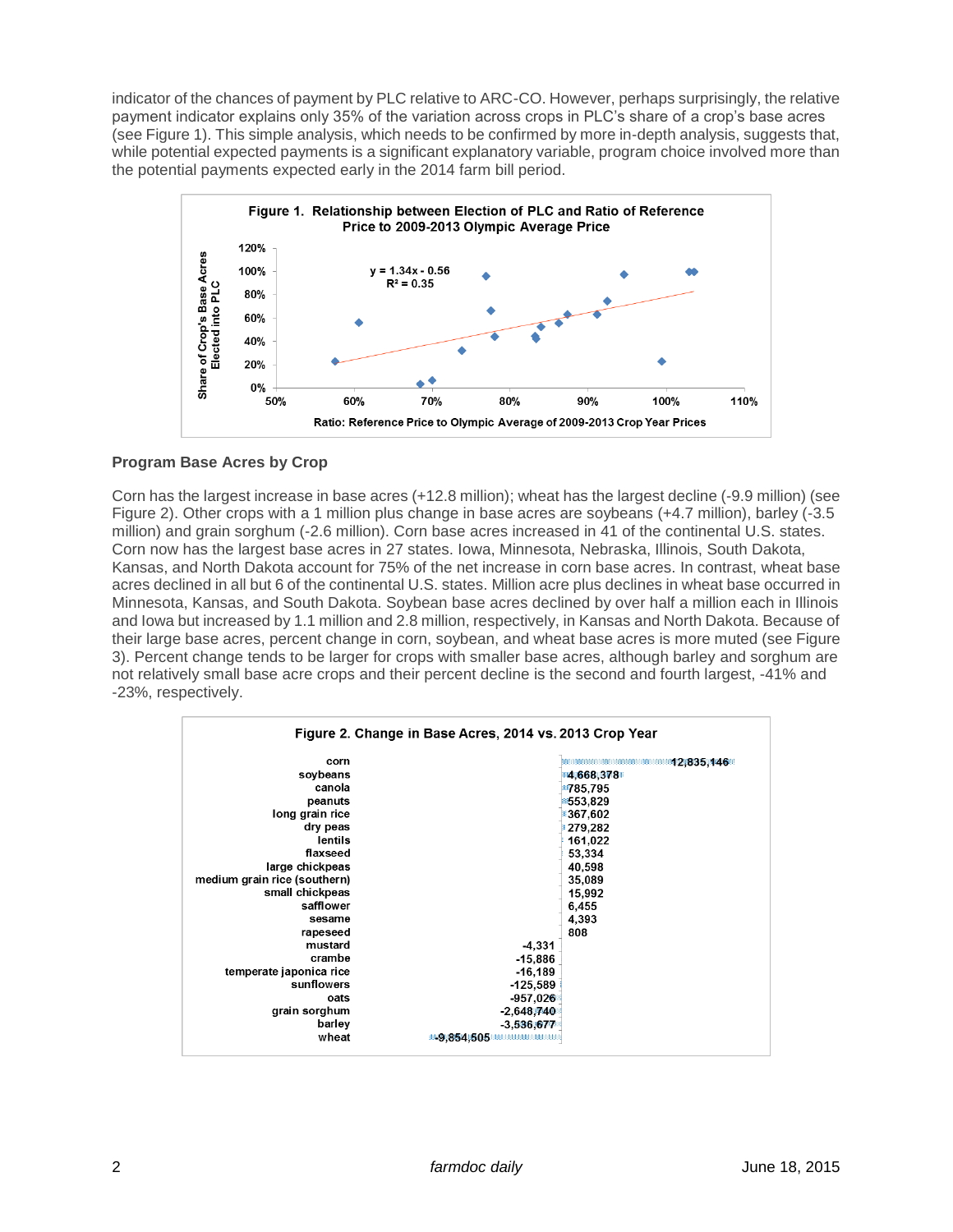indicator of the chances of payment by PLC relative to ARC-CO. However, perhaps surprisingly, the relative payment indicator explains only 35% of the variation across crops in PLC's share of a crop's base acres (see Figure 1). This simple analysis, which needs to be confirmed by more in-depth analysis, suggests that, while potential expected payments is a significant explanatory variable, program choice involved more than the potential payments expected early in the 2014 farm bill period.

**Figure 1. Relationship between Election of PLC and Ratio of Reference Price to 2009-2013 Olympic Average Price**

$y = 1.34x - 0.56$
$R^2 = 0.35$

Share of Crop's Base Acres Elected into PLC

Ratio: Reference Price to Olympic Average of 2009-2013 Crop Year Prices

## Program Base Acres by Crop

Corn has the largest increase in base acres (+12.8 million); wheat has the largest decline (-9.9 million) (see Figure 2). Other crops with a 1 million plus change in base acres are soybeans (+4.7 million), barley (-3.5 million) and grain sorghum (-2.6 million). Corn base acres increased in 41 of the continental U.S. states. Corn now has the largest base acres in 27 states. Iowa, Minnesota, Nebraska, Illinois, South Dakota, Kansas, and North Dakota account for 75% of the net increase in corn base acres. In contrast, wheat base acres declined in all but 6 of the continental U.S. states. Million acre plus declines in wheat base occurred in Minnesota, Kansas, and South Dakota. Soybean base acres declined by over half a million each in Illinois and Iowa but increased by 1.1 million and 2.8 million, respectively, in Kansas and North Dakota. Because of their large base acres, percent change in corn, soybean, and wheat base acres is more muted (see Figure 3). Percent change tends to be larger for crops with smaller base acres, although barley and sorghum are not relatively small base acre crops and their percent decline is the second and fourth largest, -41% and -23%, respectively.

**Figure 2. Change in Base Acres, 2014 vs. 2013 Crop Year**

| Crop | Change in Base Acres |
|---|---|
| corn | 12,835,146 |
| soybeans | 4,668,378 |
| canola | 785,795 |
| peanuts | 553,829 |
| long grain rice | 367,602 |
| dry peas | 279,282 |
| lentils | 161,022 |
| flaxseed | 53,334 |
| large chickpeas | 40,598 |
| medium grain rice (southern) | 35,089 |
| small chickpeas | 15,992 |
| safflower | 6,455 |
| sesame | 4,393 |
| rapeseed | 808 |
| mustard | -4,331 |
| crambe | -15,886 |
| temperate japonica rice | -16,189 |
| sunflowers | -125,589 |
| oats | -957,026 |
| grain sorghum | -2,648,740 |
| barley | -3,536,677 |
| wheat | -9,854,505 |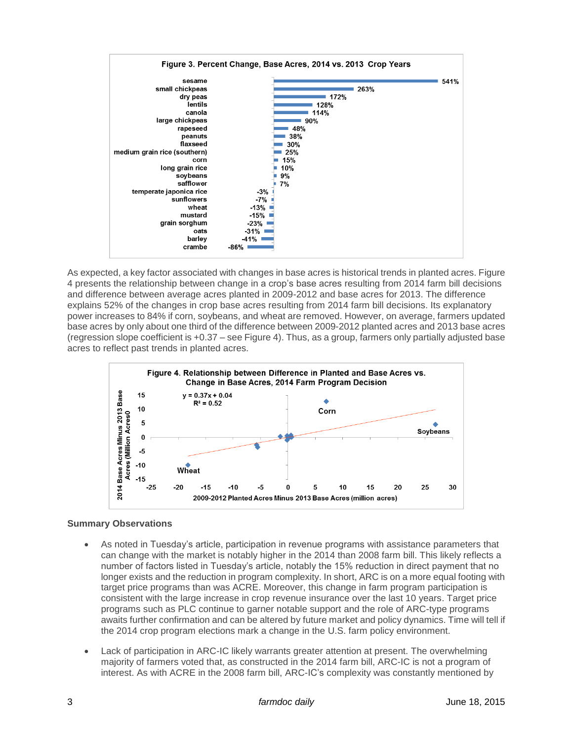**Figure 3. Percent Change, Base Acres, 2014 vs. 2013 Crop Years**

| Crop | Percent Change |
|---|---|
| sesame | 541% |
| small chickpeas | 263% |
| dry peas | 172% |
| lentils | 128% |
| canola | 114% |
| large chickpeas | 90% |
| rapeseed | 48% |
| peanuts | 38% |
| flaxseed | 30% |
| medium grain rice (southern) | 25% |
| corn | 15% |
| long grain rice | 10% |
| soybeans | 9% |
| safflower | 7% |
| temperate japonica rice | -3% |
| sunflowers | -7% |
| wheat | -13% |
| mustard | -15% |
| grain sorghum | -23% |
| oats | -31% |
| barley | -41% |
| crambe | -86% |

As expected, a key factor associated with changes in base acres is historical trends in planted acres. Figure 4 presents the relationship between change in a crop's base acres resulting from 2014 farm bill decisions and difference between average acres planted in 2009-2012 and base acres for 2013. The difference explains 52% of the changes in crop base acres resulting from 2014 farm bill decisions. Its explanatory power increases to 84% if corn, soybeans, and wheat are removed. However, on average, farmers updated base acres by only about one third of the difference between 2009-2012 planted acres and 2013 base acres (regression slope coefficient is +0.37 – see Figure 4). Thus, as a group, farmers only partially adjusted base acres to reflect past trends in planted acres.

**Figure 4. Relationship between Difference in Planted and Base Acres vs. Change in Base Acres, 2014 Farm Program Decision**

$y = 0.37x + 0.04$
$R^2 = 0.52$

Y-axis: 2014 Base Acres Minus 2013 Base Acres (Million Acres0)
X-axis: 2009-2012 Planted Acres Minus 2013 Base Acres (million acres)

Labeled points: Corn, Soybeans, Wheat

### Summary Observations

- As noted in Tuesday's article, participation in revenue programs with assistance parameters that can change with the market is notably higher in the 2014 than 2008 farm bill. This likely reflects a number of factors listed in Tuesday's article, notably the 15% reduction in direct payment that no longer exists and the reduction in program complexity. In short, ARC is on a more equal footing with target price programs than was ACRE. Moreover, this change in farm program participation is consistent with the large increase in crop revenue insurance over the last 10 years. Target price programs such as PLC continue to garner notable support and the role of ARC-type programs awaits further confirmation and can be altered by future market and policy dynamics. Time will tell if the 2014 crop program elections mark a change in the U.S. farm policy environment.
- Lack of participation in ARC-IC likely warrants greater attention at present. The overwhelming majority of farmers voted that, as constructed in the 2014 farm bill, ARC-IC is not a program of interest. As with ACRE in the 2008 farm bill, ARC-IC's complexity was constantly mentioned by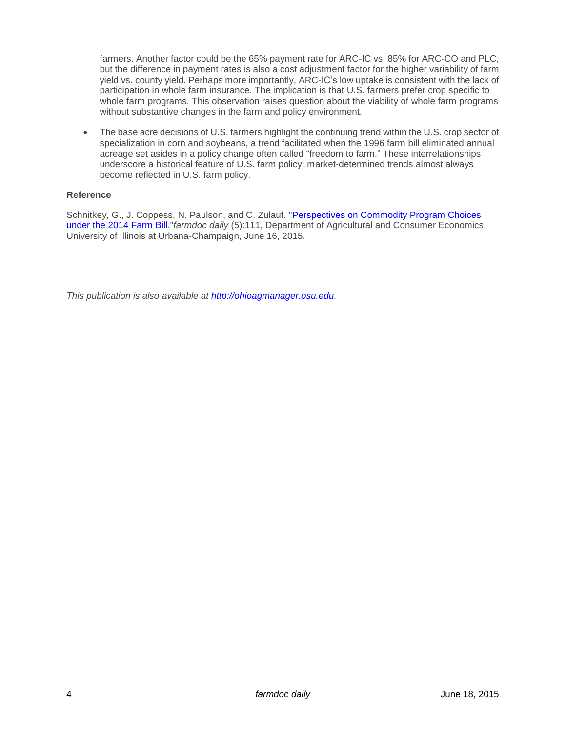farmers. Another factor could be the 65% payment rate for ARC-IC vs. 85% for ARC-CO and PLC, but the difference in payment rates is also a cost adjustment factor for the higher variability of farm yield vs. county yield. Perhaps more importantly, ARC-IC's low uptake is consistent with the lack of participation in whole farm insurance. The implication is that U.S. farmers prefer crop specific to whole farm programs. This observation raises question about the viability of whole farm programs without substantive changes in the farm and policy environment.

- The base acre decisions of U.S. farmers highlight the continuing trend within the U.S. crop sector of specialization in corn and soybeans, a trend facilitated when the 1996 farm bill eliminated annual acreage set asides in a policy change often called "freedom to farm." These interrelationships underscore a historical feature of U.S. farm policy: market-determined trends almost always become reflected in U.S. farm policy.

**Reference**

Schnitkey, G., J. Coppess, N. Paulson, and C. Zulauf. "Perspectives on Commodity Program Choices under the 2014 Farm Bill."*farmdoc daily* (5):111, Department of Agricultural and Consumer Economics, University of Illinois at Urbana-Champaign, June 16, 2015.

*This publication is also available at http://ohioagmanager.osu.edu.*